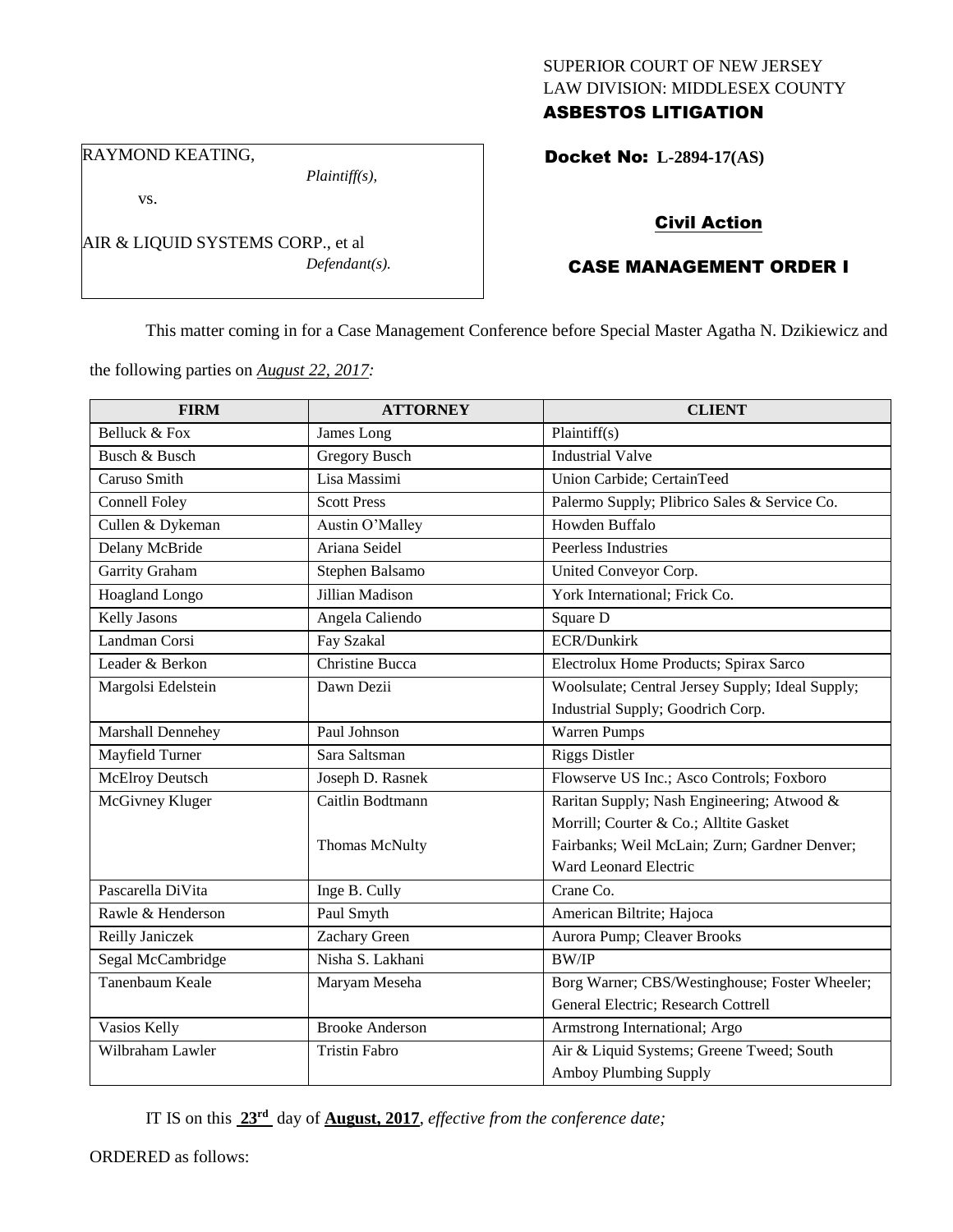SUPERIOR COURT OF NEW JERSEY
LAW DIVISION: MIDDLESEX COUNTY

**ASBESTOS LITIGATION**

RAYMOND KEATING,
*Plaintiff(s),*
vs.
AIR & LIQUID SYSTEMS CORP., et al
*Defendant(s).*

**Docket No: L-2894-17(AS)**

**Civil Action**

**CASE MANAGEMENT ORDER I**

This matter coming in for a Case Management Conference before Special Master Agatha N. Dzikiewicz and the following parties on *August 22, 2017:*

| FIRM | ATTORNEY | CLIENT |
|---|---|---|
| Belluck & Fox | James Long | Plaintiff(s) |
| Busch & Busch | Gregory Busch | Industrial Valve |
| Caruso Smith | Lisa Massimi | Union Carbide; CertainTeed |
| Connell Foley | Scott Press | Palermo Supply; Plibrico Sales & Service Co. |
| Cullen & Dykeman | Austin O'Malley | Howden Buffalo |
| Delany McBride | Ariana Seidel | Peerless Industries |
| Garrity Graham | Stephen Balsamo | United Conveyor Corp. |
| Hoagland Longo | Jillian Madison | York International; Frick Co. |
| Kelly Jasons | Angela Caliendo | Square D |
| Landman Corsi | Fay Szakal | ECR/Dunkirk |
| Leader & Berkon | Christine Bucca | Electrolux Home Products; Spirax Sarco |
| Margolsi Edelstein | Dawn Dezii | Woolsulate; Central Jersey Supply; Ideal Supply; Industrial Supply; Goodrich Corp. |
| Marshall Dennehey | Paul Johnson | Warren Pumps |
| Mayfield Turner | Sara Saltsman | Riggs Distler |
| McElroy Deutsch | Joseph D. Rasnek | Flowserve US Inc.; Asco Controls; Foxboro |
| McGivney Kluger | Caitlin Bodtmann | Raritan Supply; Nash Engineering; Atwood & Morrill; Courter & Co.; Alltite Gasket |
| | Thomas McNulty | Fairbanks; Weil McLain; Zurn; Gardner Denver; Ward Leonard Electric |
| Pascarella DiVita | Inge B. Cully | Crane Co. |
| Rawle & Henderson | Paul Smyth | American Biltrite; Hajoca |
| Reilly Janiczek | Zachary Green | Aurora Pump; Cleaver Brooks |
| Segal McCambridge | Nisha S. Lakhani | BW/IP |
| Tanenbaum Keale | Maryam Meseha | Borg Warner; CBS/Westinghouse; Foster Wheeler; General Electric; Research Cottrell |
| Vasios Kelly | Brooke Anderson | Armstrong International; Argo |
| Wilbraham Lawler | Tristin Fabro | Air & Liquid Systems; Greene Tweed; South Amboy Plumbing Supply |

IT IS on this **23rd** day of **August, 2017**, *effective from the conference date;*

ORDERED as follows: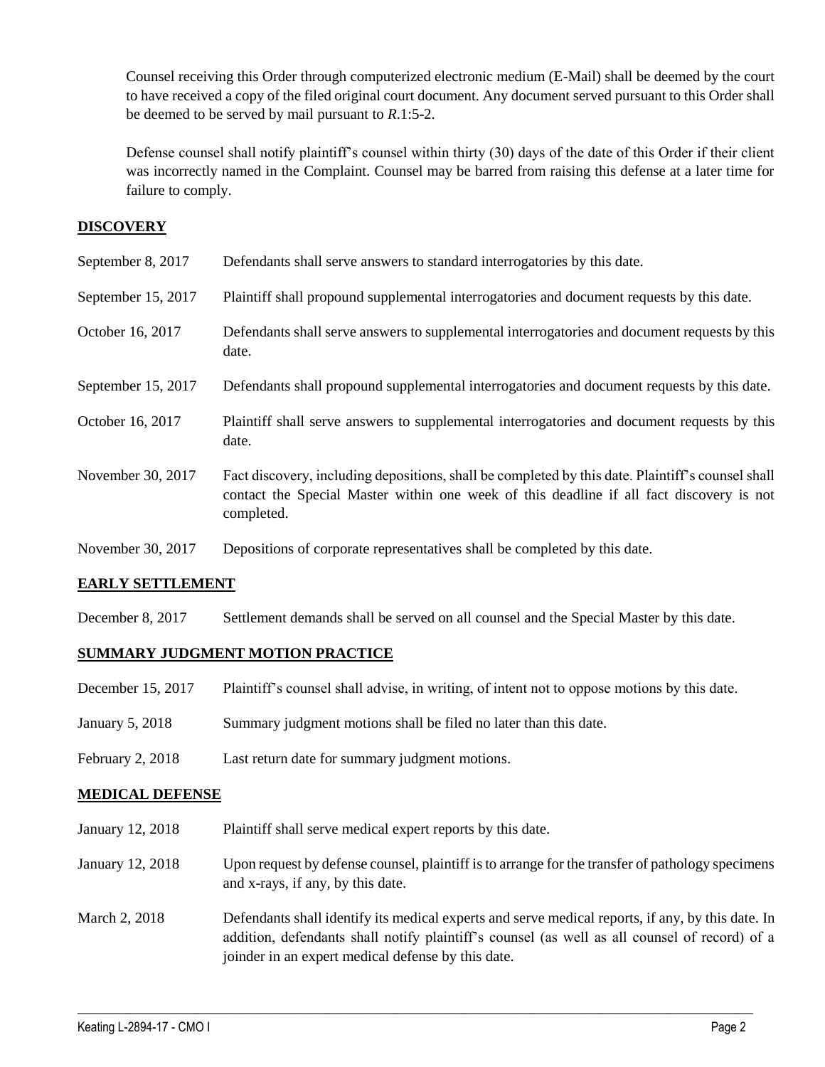Counsel receiving this Order through computerized electronic medium (E-Mail) shall be deemed by the court to have received a copy of the filed original court document. Any document served pursuant to this Order shall be deemed to be served by mail pursuant to *R*.1:5-2.

Defense counsel shall notify plaintiff's counsel within thirty (30) days of the date of this Order if their client was incorrectly named in the Complaint. Counsel may be barred from raising this defense at a later time for failure to comply.

## DISCOVERY

| | |
|---|---|
| September 8, 2017 | Defendants shall serve answers to standard interrogatories by this date. |
| September 15, 2017 | Plaintiff shall propound supplemental interrogatories and document requests by this date. |
| October 16, 2017 | Defendants shall serve answers to supplemental interrogatories and document requests by this date. |
| September 15, 2017 | Defendants shall propound supplemental interrogatories and document requests by this date. |
| October 16, 2017 | Plaintiff shall serve answers to supplemental interrogatories and document requests by this date. |
| November 30, 2017 | Fact discovery, including depositions, shall be completed by this date. Plaintiff's counsel shall contact the Special Master within one week of this deadline if all fact discovery is not completed. |
| November 30, 2017 | Depositions of corporate representatives shall be completed by this date. |

## EARLY SETTLEMENT

| | |
|---|---|
| December 8, 2017 | Settlement demands shall be served on all counsel and the Special Master by this date. |

## SUMMARY JUDGMENT MOTION PRACTICE

| | |
|---|---|
| December 15, 2017 | Plaintiff's counsel shall advise, in writing, of intent not to oppose motions by this date. |
| January 5, 2018 | Summary judgment motions shall be filed no later than this date. |
| February 2, 2018 | Last return date for summary judgment motions. |

## MEDICAL DEFENSE

| | |
|---|---|
| January 12, 2018 | Plaintiff shall serve medical expert reports by this date. |
| January 12, 2018 | Upon request by defense counsel, plaintiff is to arrange for the transfer of pathology specimens and x-rays, if any, by this date. |
| March 2, 2018 | Defendants shall identify its medical experts and serve medical reports, if any, by this date. In addition, defendants shall notify plaintiff's counsel (as well as all counsel of record) of a joinder in an expert medical defense by this date. |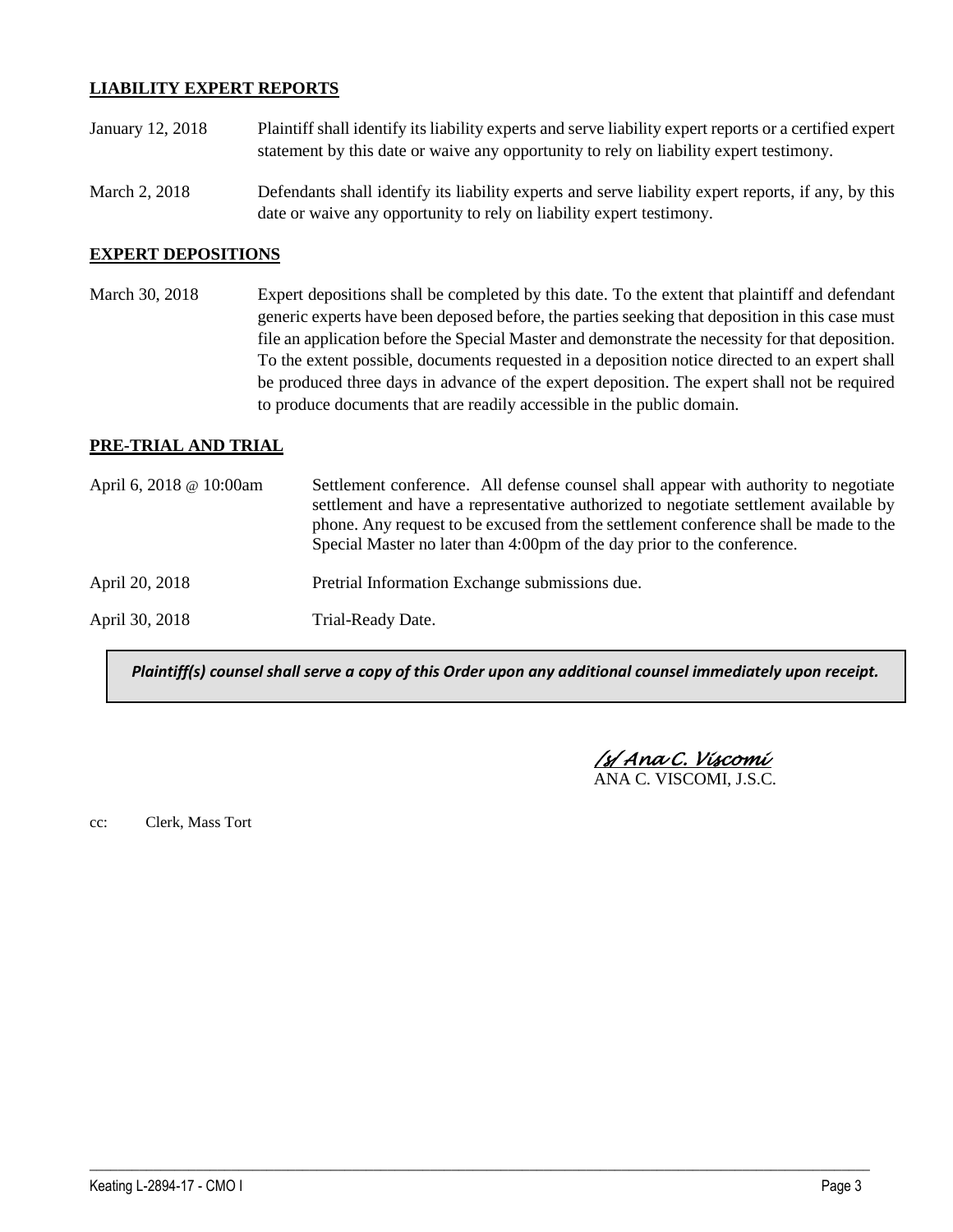## LIABILITY EXPERT REPORTS

| | |
|---|---|
| January 12, 2018 | Plaintiff shall identify its liability experts and serve liability expert reports or a certified expert statement by this date or waive any opportunity to rely on liability expert testimony. |
| March 2, 2018 | Defendants shall identify its liability experts and serve liability expert reports, if any, by this date or waive any opportunity to rely on liability expert testimony. |

## EXPERT DEPOSITIONS

| | |
|---|---|
| March 30, 2018 | Expert depositions shall be completed by this date. To the extent that plaintiff and defendant generic experts have been deposed before, the parties seeking that deposition in this case must file an application before the Special Master and demonstrate the necessity for that deposition. To the extent possible, documents requested in a deposition notice directed to an expert shall be produced three days in advance of the expert deposition. The expert shall not be required to produce documents that are readily accessible in the public domain. |

## PRE-TRIAL AND TRIAL

| | |
|---|---|
| April 6, 2018 @ 10:00am | Settlement conference. All defense counsel shall appear with authority to negotiate settlement and have a representative authorized to negotiate settlement available by phone. Any request to be excused from the settlement conference shall be made to the Special Master no later than 4:00pm of the day prior to the conference. |
| April 20, 2018 | Pretrial Information Exchange submissions due. |
| April 30, 2018 | Trial-Ready Date. |

***Plaintiff(s) counsel shall serve a copy of this Order upon any additional counsel immediately upon receipt.***

/s/ Ana C. Viscomi
ANA C. VISCOMI, J.S.C.

cc: Clerk, Mass Tort